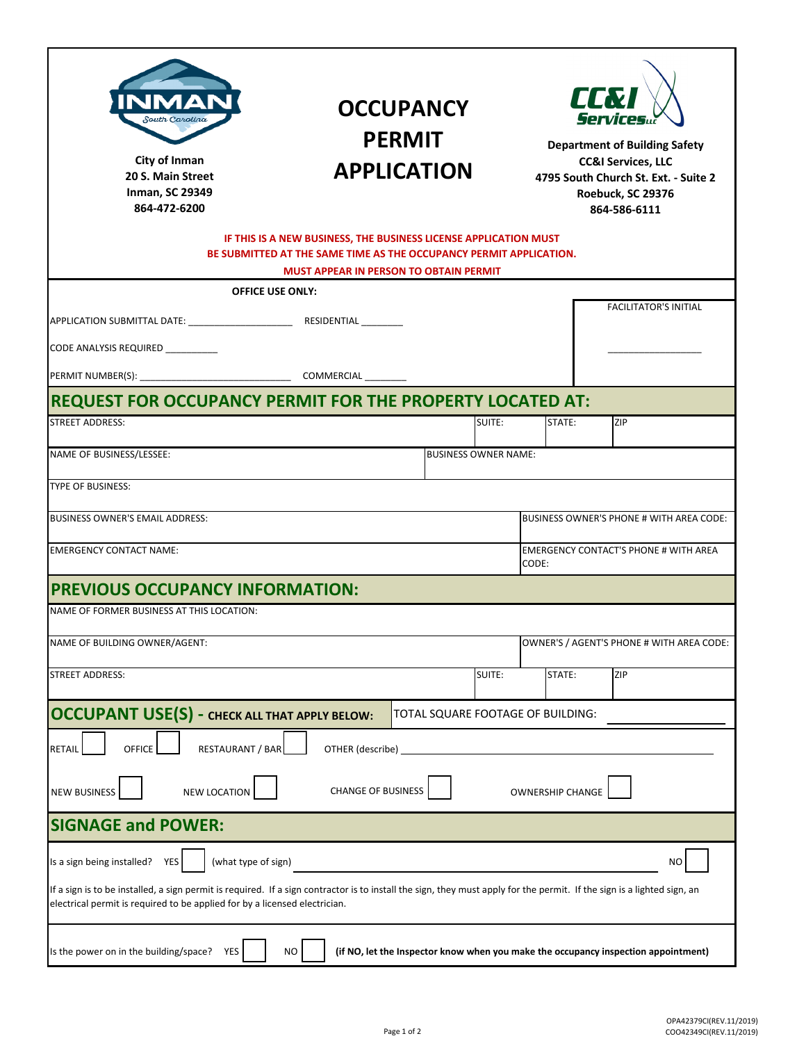City of Inman
20 S. Main Street
Inman, SC 29349
864-472-6200

# OCCUPANCY PERMIT APPLICATION

**Department of Building Safety**
**CC&I Services, LLC**
**4795 South Church St. Ext. - Suite 2**
**Roebuck, SC 29376**
**864-586-6111**

**IF THIS IS A NEW BUSINESS, THE BUSINESS LICENSE APPLICATION MUST BE SUBMITTED AT THE SAME TIME AS THE OCCUPANCY PERMIT APPLICATION.**

**MUST APPEAR IN PERSON TO OBTAIN PERMIT**

**OFFICE USE ONLY:**

APPLICATION SUBMITTAL DATE: ____________________ RESIDENTIAL ________

CODE ANALYSIS REQUIRED __________

PERMIT NUMBER(S): ____________________________ COMMERCIAL ________

FACILITATOR'S INITIAL __________________

## REQUEST FOR OCCUPANCY PERMIT FOR THE PROPERTY LOCATED AT:

| STREET ADDRESS: | SUITE: | STATE: | ZIP |
|---|---|---|---|
| | | | |

| NAME OF BUSINESS/LESSEE: | BUSINESS OWNER NAME: |
|---|---|
| | |

TYPE OF BUSINESS:

| BUSINESS OWNER'S EMAIL ADDRESS: | BUSINESS OWNER'S PHONE # WITH AREA CODE: |
|---|---|
| | |

| EMERGENCY CONTACT NAME: | EMERGENCY CONTACT'S PHONE # WITH AREA CODE: |
|---|---|
| | |

## PREVIOUS OCCUPANCY INFORMATION:

NAME OF FORMER BUSINESS AT THIS LOCATION:

| NAME OF BUILDING OWNER/AGENT: | OWNER'S / AGENT'S PHONE # WITH AREA CODE: |
|---|---|
| | |

| STREET ADDRESS: | SUITE: | STATE: | ZIP |
|---|---|---|---|
| | | | |

## OCCUPANT USE(S) - CHECK ALL THAT APPLY BELOW:

TOTAL SQUARE FOOTAGE OF BUILDING: ____________

RETAIL ☐ OFFICE ☐ RESTAURANT / BAR ☐ OTHER (describe) ______________________________

NEW BUSINESS ☐ NEW LOCATION ☐ CHANGE OF BUSINESS ☐ OWNERSHIP CHANGE ☐

## SIGNAGE and POWER:

Is a sign being installed? YES ☐ (what type of sign) ______________________________ NO ☐

If a sign is to be installed, a sign permit is required. If a sign contractor is to install the sign, they must apply for the permit. If the sign is a lighted sign, an electrical permit is required to be applied for by a licensed electrician.

Is the power on in the building/space? YES ☐ NO ☐ **(if NO, let the Inspector know when you make the occupancy inspection appointment)**

OPA42379CI(REV.11/2019)
CO042349CI(REV.11/2019)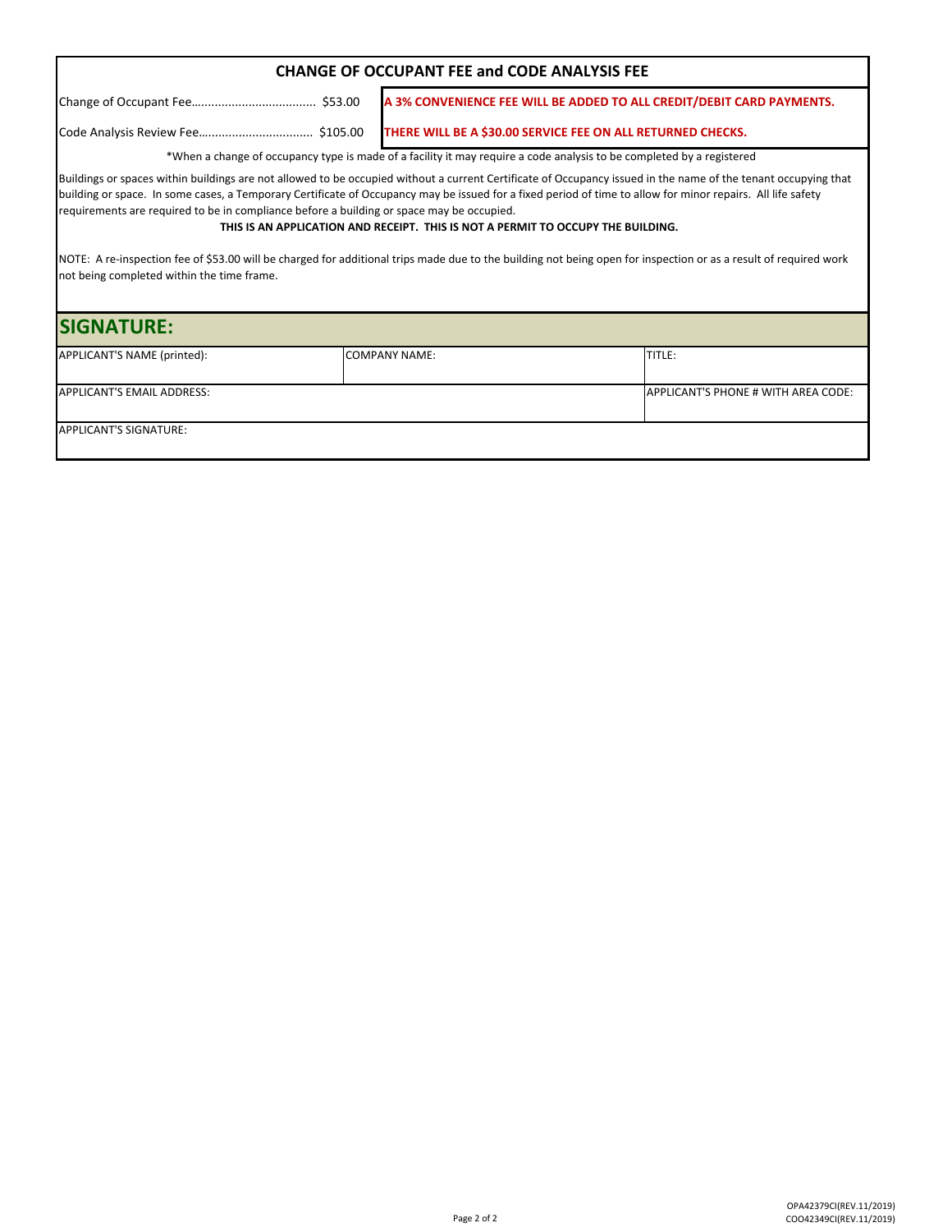## CHANGE OF OCCUPANT FEE and CODE ANALYSIS FEE

| | |
|---|---|
| Change of Occupant Fee.................................... $53.00 | **A 3% CONVENIENCE FEE WILL BE ADDED TO ALL CREDIT/DEBIT CARD PAYMENTS.** |
| Code Analysis Review Fee................................. $105.00 | **THERE WILL BE A $30.00 SERVICE FEE ON ALL RETURNED CHECKS.** |

*When a change of occupancy type is made of a facility it may require a code analysis to be completed by a registered

Buildings or spaces within buildings are not allowed to be occupied without a current Certificate of Occupancy issued in the name of the tenant occupying that building or space. In some cases, a Temporary Certificate of Occupancy may be issued for a fixed period of time to allow for minor repairs. All life safety requirements are required to be in compliance before a building or space may be occupied.

**THIS IS AN APPLICATION AND RECEIPT. THIS IS NOT A PERMIT TO OCCUPY THE BUILDING.**

NOTE: A re-inspection fee of $53.00 will be charged for additional trips made due to the building not being open for inspection or as a result of required work not being completed within the time frame.

## SIGNATURE:

| | | |
|---|---|---|
| APPLICANT'S NAME (printed): | COMPANY NAME: | TITLE: |
| APPLICANT'S EMAIL ADDRESS: | | APPLICANT'S PHONE # WITH AREA CODE: |
| APPLICANT'S SIGNATURE: | | |

OPA42379CI(REV.11/2019)
COO42349CI(REV.11/2019)